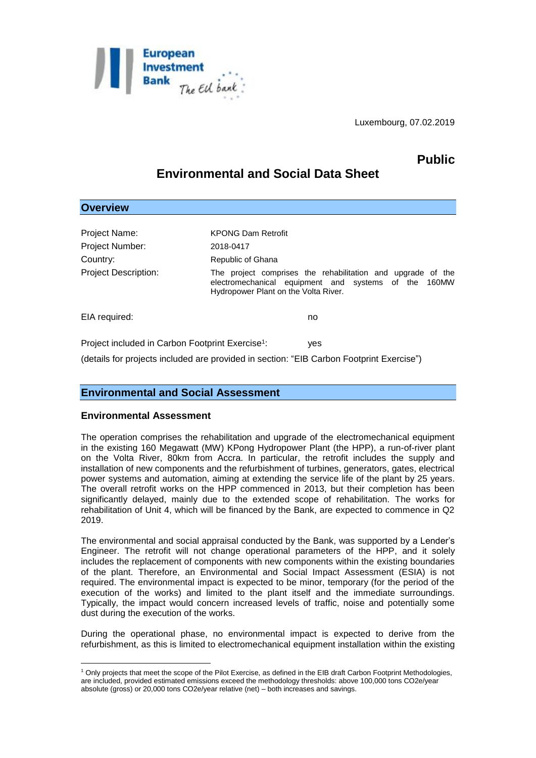Luxembourg, 07.02.2019

**Public**

# Environmental and Social Data Sheet

## Overview

| | |
|---|---|
| Project Name: | KPONG Dam Retrofit |
| Project Number: | 2018-0417 |
| Country: | Republic of Ghana |
| Project Description: | The project comprises the rehabilitation and upgrade of the electromechanical equipment and systems of the 160MW Hydropower Plant on the Volta River. |

EIA required: no

Project included in Carbon Footprint Exercise[1]: yes

(details for projects included are provided in section: "EIB Carbon Footprint Exercise")

## Environmental and Social Assessment

### Environmental Assessment

The operation comprises the rehabilitation and upgrade of the electromechanical equipment in the existing 160 Megawatt (MW) KPong Hydropower Plant (the HPP), a run-of-river plant on the Volta River, 80km from Accra. In particular, the retrofit includes the supply and installation of new components and the refurbishment of turbines, generators, gates, electrical power systems and automation, aiming at extending the service life of the plant by 25 years. The overall retrofit works on the HPP commenced in 2013, but their completion has been significantly delayed, mainly due to the extended scope of rehabilitation. The works for rehabilitation of Unit 4, which will be financed by the Bank, are expected to commence in Q2 2019.

The environmental and social appraisal conducted by the Bank, was supported by a Lender's Engineer. The retrofit will not change operational parameters of the HPP, and it solely includes the replacement of components with new components within the existing boundaries of the plant. Therefore, an Environmental and Social Impact Assessment (ESIA) is not required. The environmental impact is expected to be minor, temporary (for the period of the execution of the works) and limited to the plant itself and the immediate surroundings. Typically, the impact would concern increased levels of traffic, noise and potentially some dust during the execution of the works.

During the operational phase, no environmental impact is expected to derive from the refurbishment, as this is limited to electromechanical equipment installation within the existing

[1] Only projects that meet the scope of the Pilot Exercise, as defined in the EIB draft Carbon Footprint Methodologies, are included, provided estimated emissions exceed the methodology thresholds: above 100,000 tons $CO_2e$/year absolute (gross) or 20,000 tons $CO_2e$/year relative (net) – both increases and savings.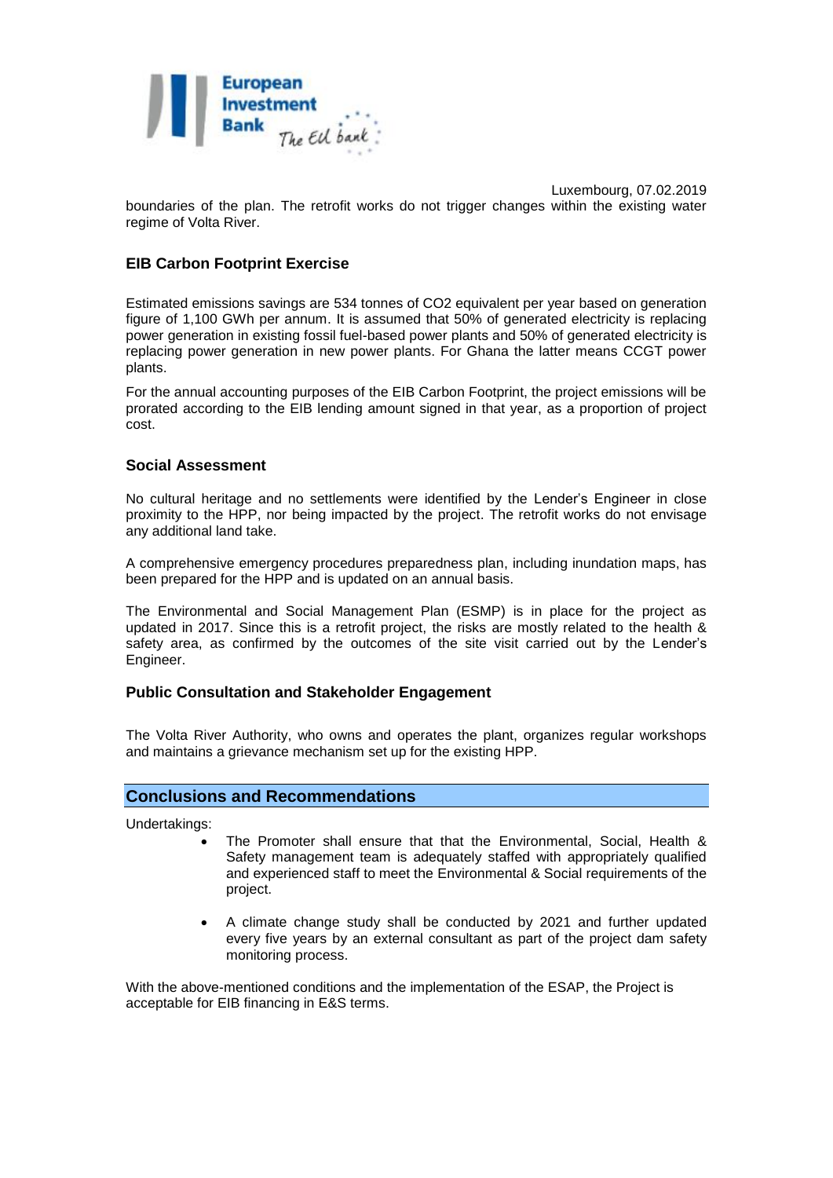boundaries of the plan. The retrofit works do not trigger changes within the existing water regime of Volta River.

### EIB Carbon Footprint Exercise

Estimated emissions savings are 534 tonnes of $CO_2$ equivalent per year based on generation figure of 1,100 GWh per annum. It is assumed that 50% of generated electricity is replacing power generation in existing fossil fuel-based power plants and 50% of generated electricity is replacing power generation in new power plants. For Ghana the latter means CCGT power plants.

For the annual accounting purposes of the EIB Carbon Footprint, the project emissions will be prorated according to the EIB lending amount signed in that year, as a proportion of project cost.

### Social Assessment

No cultural heritage and no settlements were identified by the Lender's Engineer in close proximity to the HPP, nor being impacted by the project. The retrofit works do not envisage any additional land take.

A comprehensive emergency procedures preparedness plan, including inundation maps, has been prepared for the HPP and is updated on an annual basis.

The Environmental and Social Management Plan (ESMP) is in place for the project as updated in 2017. Since this is a retrofit project, the risks are mostly related to the health & safety area, as confirmed by the outcomes of the site visit carried out by the Lender's Engineer.

### Public Consultation and Stakeholder Engagement

The Volta River Authority, who owns and operates the plant, organizes regular workshops and maintains a grievance mechanism set up for the existing HPP.

## Conclusions and Recommendations

Undertakings:

- The Promoter shall ensure that that the Environmental, Social, Health & Safety management team is adequately staffed with appropriately qualified and experienced staff to meet the Environmental & Social requirements of the project.
- A climate change study shall be conducted by 2021 and further updated every five years by an external consultant as part of the project dam safety monitoring process.

With the above-mentioned conditions and the implementation of the ESAP, the Project is acceptable for EIB financing in E&S terms.